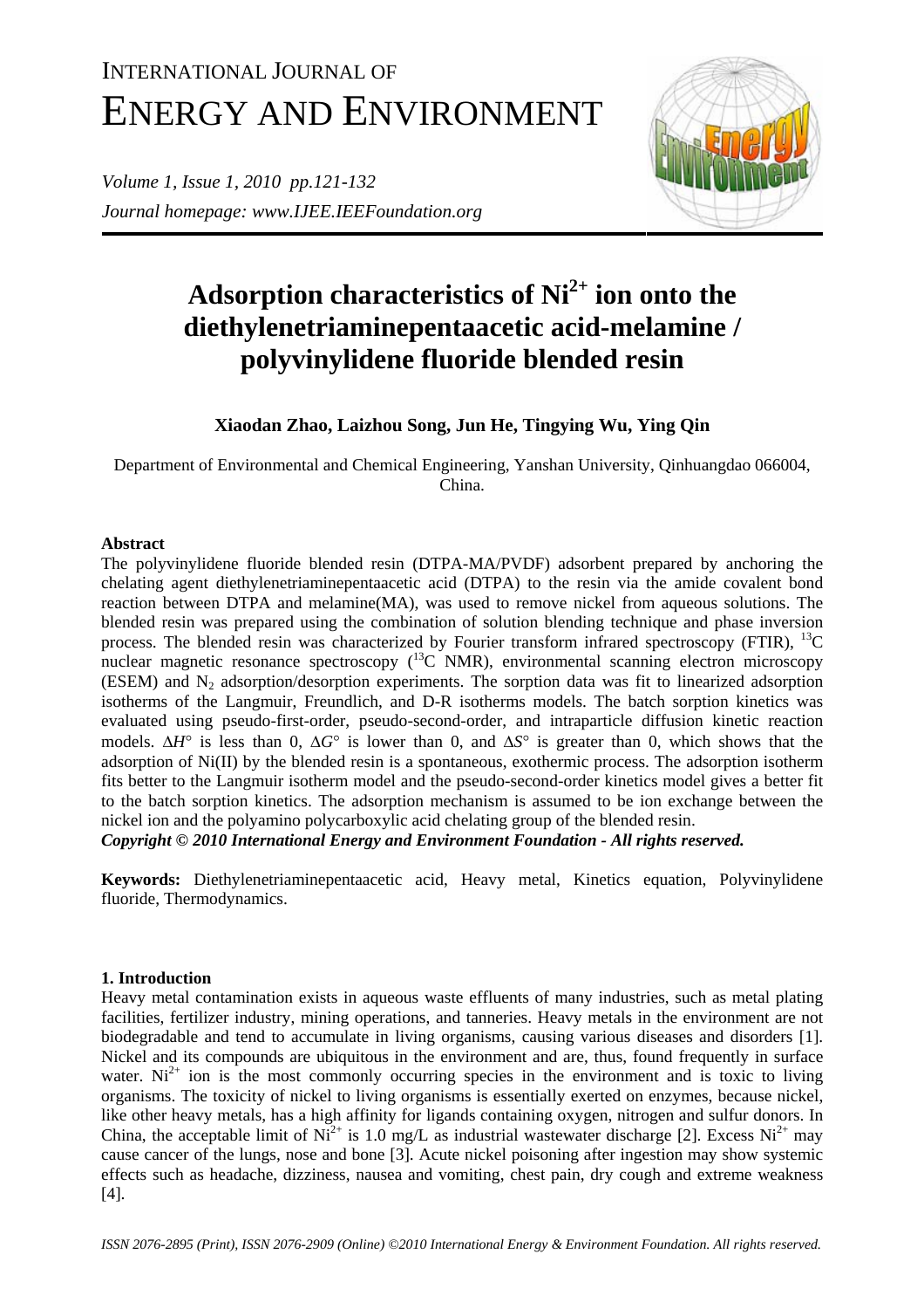# Adsorption characteristics of $Ni^{2+}$ ion onto the diethylenetriaminepentaacetic acid-melamine / polyvinylidene fluoride blended resin

**Xiaodan Zhao, Laizhou Song, Jun He, Tingying Wu, Ying Qin**

Department of Environmental and Chemical Engineering, Yanshan University, Qinhuangdao 066004, China.

## Abstract

The polyvinylidene fluoride blended resin (DTPA-MA/PVDF) adsorbent prepared by anchoring the chelating agent diethylenetriaminepentaacetic acid (DTPA) to the resin via the amide covalent bond reaction between DTPA and melamine(MA), was used to remove nickel from aqueous solutions. The blended resin was prepared using the combination of solution blending technique and phase inversion process. The blended resin was characterized by Fourier transform infrared spectroscopy (FTIR), $^{13}C$ nuclear magnetic resonance spectroscopy ($^{13}C$ NMR), environmental scanning electron microscopy (ESEM) and $N_2$ adsorption/desorption experiments. The sorption data was fit to linearized adsorption isotherms of the Langmuir, Freundlich, and D-R isotherms models. The batch sorption kinetics was evaluated using pseudo-first-order, pseudo-second-order, and intraparticle diffusion kinetic reaction models. $\Delta H°$ is less than 0, $\Delta G°$ is lower than 0, and $\Delta S°$ is greater than 0, which shows that the adsorption of Ni(II) by the blended resin is a spontaneous, exothermic process. The adsorption isotherm fits better to the Langmuir isotherm model and the pseudo-second-order kinetics model gives a better fit to the batch sorption kinetics. The adsorption mechanism is assumed to be ion exchange between the nickel ion and the polyamino polycarboxylic acid chelating group of the blended resin.

***Copyright © 2010 International Energy and Environment Foundation - All rights reserved.***

**Keywords:** Diethylenetriaminepentaacetic acid, Heavy metal, Kinetics equation, Polyvinylidene fluoride, Thermodynamics.

## 1. Introduction

Heavy metal contamination exists in aqueous waste effluents of many industries, such as metal plating facilities, fertilizer industry, mining operations, and tanneries. Heavy metals in the environment are not biodegradable and tend to accumulate in living organisms, causing various diseases and disorders [1]. Nickel and its compounds are ubiquitous in the environment and are, thus, found frequently in surface water. $Ni^{2+}$ ion is the most commonly occurring species in the environment and is toxic to living organisms. The toxicity of nickel to living organisms is essentially exerted on enzymes, because nickel, like other heavy metals, has a high affinity for ligands containing oxygen, nitrogen and sulfur donors. In China, the acceptable limit of $Ni^{2+}$ is 1.0 mg/L as industrial wastewater discharge [2]. Excess $Ni^{2+}$ may cause cancer of the lungs, nose and bone [3]. Acute nickel poisoning after ingestion may show systemic effects such as headache, dizziness, nausea and vomiting, chest pain, dry cough and extreme weakness [4].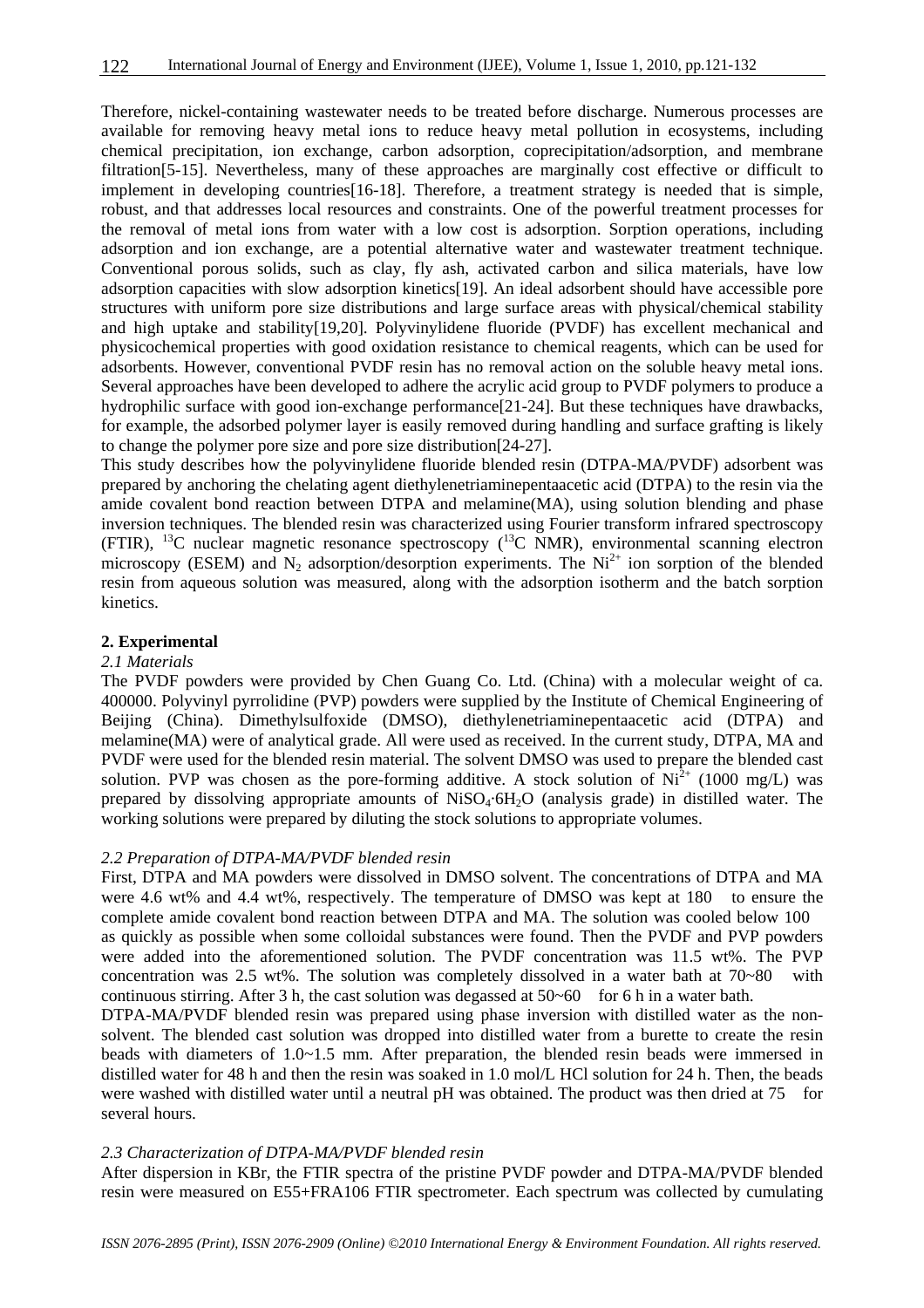Therefore, nickel-containing wastewater needs to be treated before discharge. Numerous processes are available for removing heavy metal ions to reduce heavy metal pollution in ecosystems, including chemical precipitation, ion exchange, carbon adsorption, coprecipitation/adsorption, and membrane filtration[5-15]. Nevertheless, many of these approaches are marginally cost effective or difficult to implement in developing countries[16-18]. Therefore, a treatment strategy is needed that is simple, robust, and that addresses local resources and constraints. One of the powerful treatment processes for the removal of metal ions from water with a low cost is adsorption. Sorption operations, including adsorption and ion exchange, are a potential alternative water and wastewater treatment technique. Conventional porous solids, such as clay, fly ash, activated carbon and silica materials, have low adsorption capacities with slow adsorption kinetics[19]. An ideal adsorbent should have accessible pore structures with uniform pore size distributions and large surface areas with physical/chemical stability and high uptake and stability[19,20]. Polyvinylidene fluoride (PVDF) has excellent mechanical and physicochemical properties with good oxidation resistance to chemical reagents, which can be used for adsorbents. However, conventional PVDF resin has no removal action on the soluble heavy metal ions. Several approaches have been developed to adhere the acrylic acid group to PVDF polymers to produce a hydrophilic surface with good ion-exchange performance[21-24]. But these techniques have drawbacks, for example, the adsorbed polymer layer is easily removed during handling and surface grafting is likely to change the polymer pore size and pore size distribution[24-27].

This study describes how the polyvinylidene fluoride blended resin (DTPA-MA/PVDF) adsorbent was prepared by anchoring the chelating agent diethylenetriaminepentaacetic acid (DTPA) to the resin via the amide covalent bond reaction between DTPA and melamine(MA), using solution blending and phase inversion techniques. The blended resin was characterized using Fourier transform infrared spectroscopy (FTIR), $^{13}C$ nuclear magnetic resonance spectroscopy ($^{13}C$ NMR), environmental scanning electron microscopy (ESEM) and $N_2$ adsorption/desorption experiments. The $Ni^{2+}$ ion sorption of the blended resin from aqueous solution was measured, along with the adsorption isotherm and the batch sorption kinetics.

## 2. Experimental

### *2.1 Materials*

The PVDF powders were provided by Chen Guang Co. Ltd. (China) with a molecular weight of ca. 400000. Polyvinyl pyrrolidine (PVP) powders were supplied by the Institute of Chemical Engineering of Beijing (China). Dimethylsulfoxide (DMSO), diethylenetriaminepentaacetic acid (DTPA) and melamine(MA) were of analytical grade. All were used as received. In the current study, DTPA, MA and PVDF were used for the blended resin material. The solvent DMSO was used to prepare the blended cast solution. PVP was chosen as the pore-forming additive. A stock solution of $Ni^{2+}$ (1000 mg/L) was prepared by dissolving appropriate amounts of $NiSO_4{\cdot}6H_2O$ (analysis grade) in distilled water. The working solutions were prepared by diluting the stock solutions to appropriate volumes.

### *2.2 Preparation of DTPA-MA/PVDF blended resin*

First, DTPA and MA powders were dissolved in DMSO solvent. The concentrations of DTPA and MA were 4.6 wt% and 4.4 wt%, respectively. The temperature of DMSO was kept at 180 to ensure the complete amide covalent bond reaction between DTPA and MA. The solution was cooled below 100 as quickly as possible when some colloidal substances were found. Then the PVDF and PVP powders were added into the aforementioned solution. The PVDF concentration was 11.5 wt%. The PVP concentration was 2.5 wt%. The solution was completely dissolved in a water bath at 70~80 with continuous stirring. After 3 h, the cast solution was degassed at 50~60 for 6 h in a water bath.

DTPA-MA/PVDF blended resin was prepared using phase inversion with distilled water as the non-solvent. The blended cast solution was dropped into distilled water from a burette to create the resin beads with diameters of 1.0~1.5 mm. After preparation, the blended resin beads were immersed in distilled water for 48 h and then the resin was soaked in 1.0 mol/L HCl solution for 24 h. Then, the beads were washed with distilled water until a neutral pH was obtained. The product was then dried at 75 for several hours.

### *2.3 Characterization of DTPA-MA/PVDF blended resin*

After dispersion in KBr, the FTIR spectra of the pristine PVDF powder and DTPA-MA/PVDF blended resin were measured on E55+FRA106 FTIR spectrometer. Each spectrum was collected by cumulating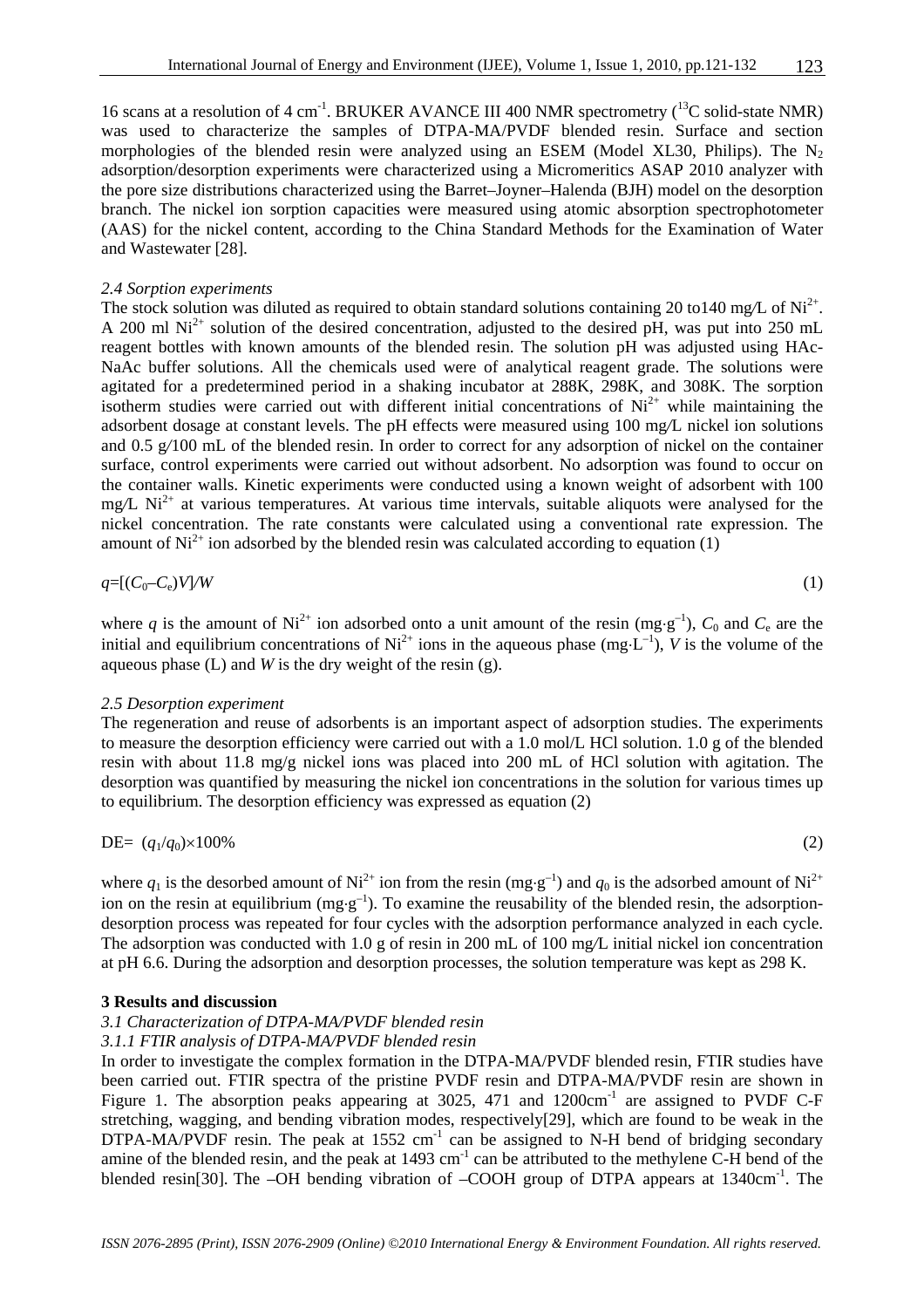16 scans at a resolution of 4 $cm^{-1}$. BRUKER AVANCE III 400 NMR spectrometry ($^{13}C$ solid-state NMR) was used to characterize the samples of DTPA-MA/PVDF blended resin. Surface and section morphologies of the blended resin were analyzed using an ESEM (Model XL30, Philips). The $N_2$ adsorption/desorption experiments were characterized using a Micromeritics ASAP 2010 analyzer with the pore size distributions characterized using the Barret–Joyner–Halenda (BJH) model on the desorption branch. The nickel ion sorption capacities were measured using atomic absorption spectrophotometer (AAS) for the nickel content, according to the China Standard Methods for the Examination of Water and Wastewater [28].

*2.4 Sorption experiments*

The stock solution was diluted as required to obtain standard solutions containing 20 to140 mg/L of $Ni^{2+}$. A 200 ml $Ni^{2+}$ solution of the desired concentration, adjusted to the desired pH, was put into 250 mL reagent bottles with known amounts of the blended resin. The solution pH was adjusted using HAc-NaAc buffer solutions. All the chemicals used were of analytical reagent grade. The solutions were agitated for a predetermined period in a shaking incubator at 288K, 298K, and 308K. The sorption isotherm studies were carried out with different initial concentrations of $Ni^{2+}$ while maintaining the adsorbent dosage at constant levels. The pH effects were measured using 100 mg/L nickel ion solutions and 0.5 g/100 mL of the blended resin. In order to correct for any adsorption of nickel on the container surface, control experiments were carried out without adsorbent. No adsorption was found to occur on the container walls. Kinetic experiments were conducted using a known weight of adsorbent with 100 mg/L $Ni^{2+}$ at various temperatures. At various time intervals, suitable aliquots were analysed for the nickel concentration. The rate constants were calculated using a conventional rate expression. The amount of $Ni^{2+}$ ion adsorbed by the blended resin was calculated according to equation (1)

$$q=[(C_0-C_e)V]/W \qquad (1)$$

where $q$ is the amount of $Ni^{2+}$ ion adsorbed onto a unit amount of the resin ($mg \cdot g^{-1}$), $C_0$ and $C_e$ are the initial and equilibrium concentrations of $Ni^{2+}$ ions in the aqueous phase ($mg \cdot L^{-1}$), $V$ is the volume of the aqueous phase (L) and $W$ is the dry weight of the resin (g).

*2.5 Desorption experiment*

The regeneration and reuse of adsorbents is an important aspect of adsorption studies. The experiments to measure the desorption efficiency were carried out with a 1.0 mol/L HCl solution. 1.0 g of the blended resin with about 11.8 mg/g nickel ions was placed into 200 mL of HCl solution with agitation. The desorption was quantified by measuring the nickel ion concentrations in the solution for various times up to equilibrium. The desorption efficiency was expressed as equation (2)

$$DE= (q_1/q_0)\times 100\% \qquad (2)$$

where $q_1$ is the desorbed amount of $Ni^{2+}$ ion from the resin ($mg \cdot g^{-1}$) and $q_0$ is the adsorbed amount of $Ni^{2+}$ ion on the resin at equilibrium ($mg \cdot g^{-1}$). To examine the reusability of the blended resin, the adsorption-desorption process was repeated for four cycles with the adsorption performance analyzed in each cycle. The adsorption was conducted with 1.0 g of resin in 200 mL of 100 mg/L initial nickel ion concentration at pH 6.6. During the adsorption and desorption processes, the solution temperature was kept as 298 K.

## 3 Results and discussion

*3.1 Characterization of DTPA-MA/PVDF blended resin*

*3.1.1 FTIR analysis of DTPA-MA/PVDF blended resin*

In order to investigate the complex formation in the DTPA-MA/PVDF blended resin, FTIR studies have been carried out. FTIR spectra of the pristine PVDF resin and DTPA-MA/PVDF resin are shown in Figure 1. The absorption peaks appearing at 3025, 471 and 1200$cm^{-1}$ are assigned to PVDF C-F stretching, wagging, and bending vibration modes, respectively[29], which are found to be weak in the DTPA-MA/PVDF resin. The peak at 1552 $cm^{-1}$ can be assigned to N-H bend of bridging secondary amine of the blended resin, and the peak at 1493 $cm^{-1}$ can be attributed to the methylene C-H bend of the blended resin[30]. The –OH bending vibration of –COOH group of DTPA appears at 1340$cm^{-1}$. The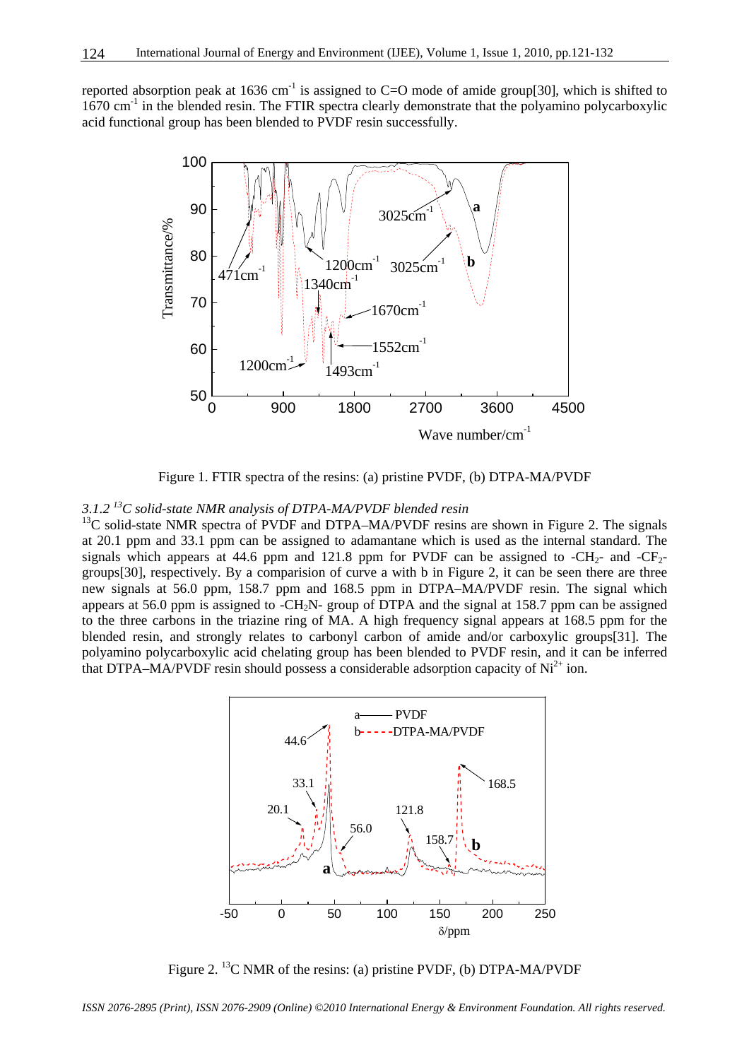reported absorption peak at 1636 $cm^{-1}$ is assigned to C=O mode of amide group[30], which is shifted to 1670 $cm^{-1}$ in the blended resin. The FTIR spectra clearly demonstrate that the polyamino polycarboxylic acid functional group has been blended to PVDF resin successfully.

Figure 1. FTIR spectra of the resins: (a) pristine PVDF, (b) DTPA-MA/PVDF

### *3.1.2 $^{13}C$ solid-state NMR analysis of DTPA-MA/PVDF blended resin*

$^{13}C$ solid-state NMR spectra of PVDF and DTPA–MA/PVDF resins are shown in Figure 2. The signals at 20.1 ppm and 33.1 ppm can be assigned to adamantane which is used as the internal standard. The signals which appears at 44.6 ppm and 121.8 ppm for PVDF can be assigned to $-CH_2-$ and $-CF_2-$ groups[30], respectively. By a comparision of curve a with b in Figure 2, it can be seen there are three new signals at 56.0 ppm, 158.7 ppm and 168.5 ppm in DTPA–MA/PVDF resin. The signal which appears at 56.0 ppm is assigned to $-CH_2N-$ group of DTPA and the signal at 158.7 ppm can be assigned to the three carbons in the triazine ring of MA. A high frequency signal appears at 168.5 ppm for the blended resin, and strongly relates to carbonyl carbon of amide and/or carboxylic groups[31]. The polyamino polycarboxylic acid chelating group has been blended to PVDF resin, and it can be inferred that DTPA–MA/PVDF resin should possess a considerable adsorption capacity of $Ni^{2+}$ ion.

Figure 2. $^{13}C$ NMR of the resins: (a) pristine PVDF, (b) DTPA-MA/PVDF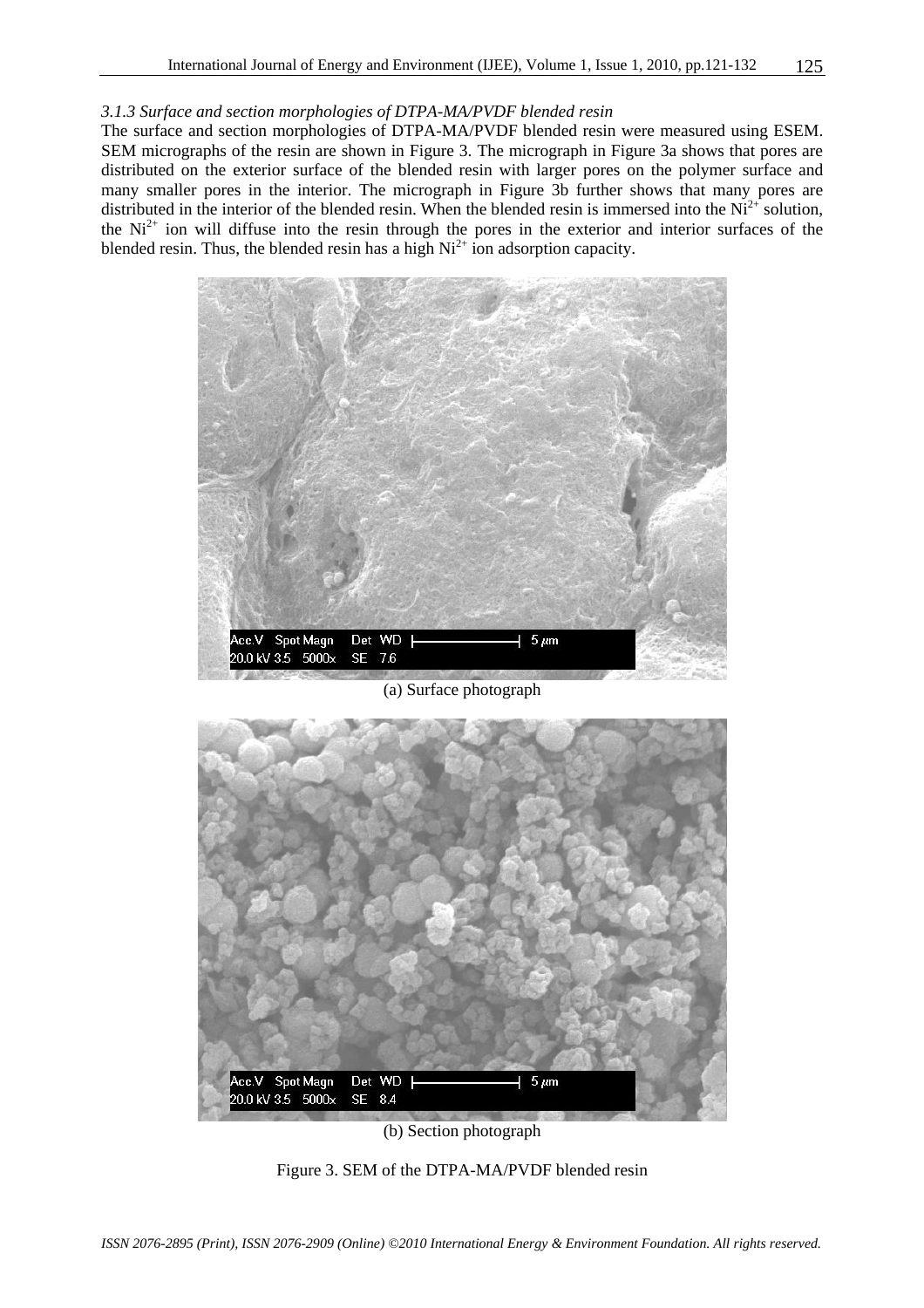*3.1.3 Surface and section morphologies of DTPA-MA/PVDF blended resin*

The surface and section morphologies of DTPA-MA/PVDF blended resin were measured using ESEM. SEM micrographs of the resin are shown in Figure 3. The micrograph in Figure 3a shows that pores are distributed on the exterior surface of the blended resin with larger pores on the polymer surface and many smaller pores in the interior. The micrograph in Figure 3b further shows that many pores are distributed in the interior of the blended resin. When the blended resin is immersed into the $Ni^{2+}$ solution, the $Ni^{2+}$ ion will diffuse into the resin through the pores in the exterior and interior surfaces of the blended resin. Thus, the blended resin has a high $Ni^{2+}$ ion adsorption capacity.

(a) Surface photograph

(b) Section photograph

Figure 3. SEM of the DTPA-MA/PVDF blended resin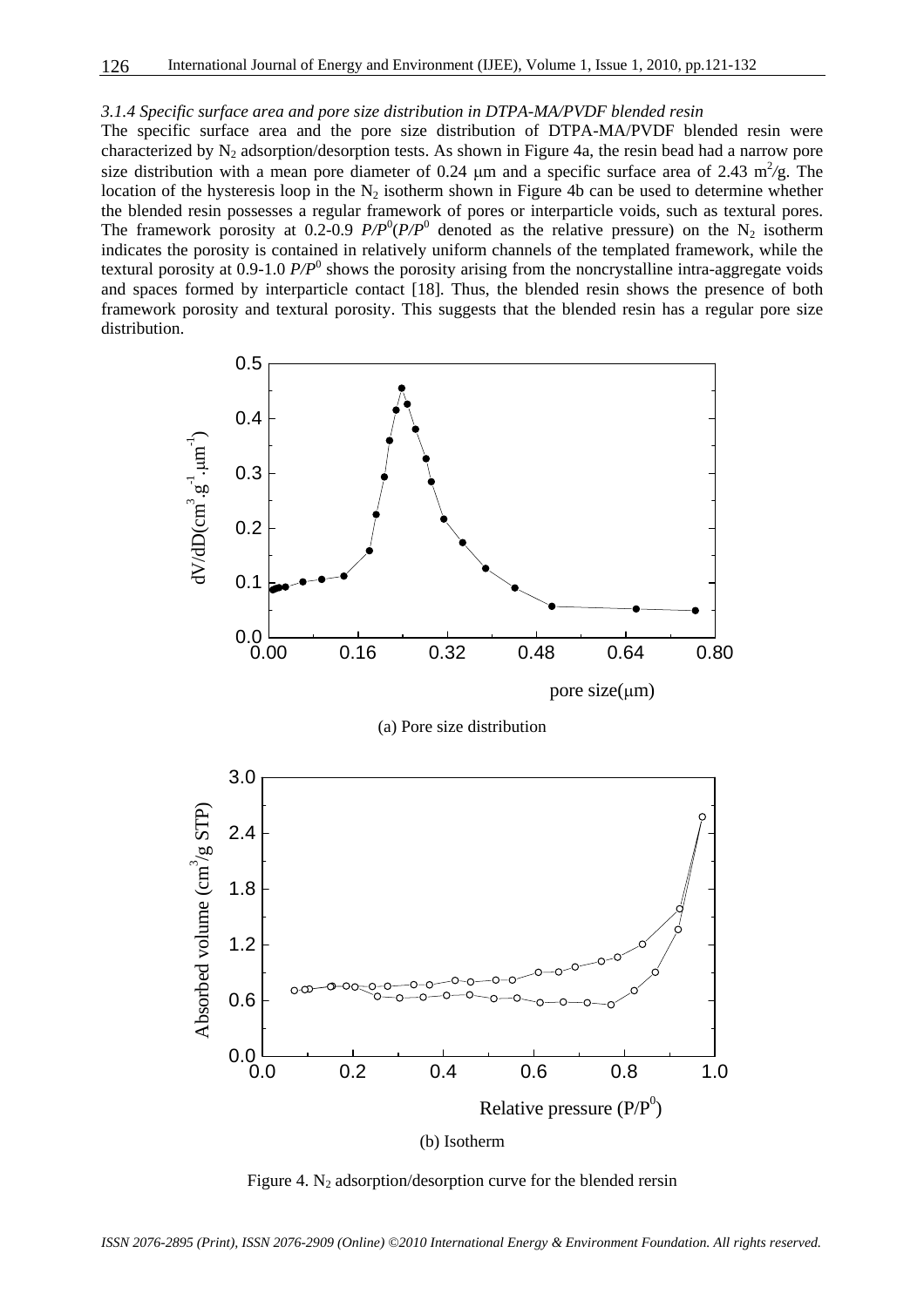*3.1.4 Specific surface area and pore size distribution in DTPA-MA/PVDF blended resin*

The specific surface area and the pore size distribution of DTPA-MA/PVDF blended resin were characterized by $N_2$ adsorption/desorption tests. As shown in Figure 4a, the resin bead had a narrow pore size distribution with a mean pore diameter of 0.24 μm and a specific surface area of 2.43 $m^2/g$. The location of the hysteresis loop in the $N_2$ isotherm shown in Figure 4b can be used to determine whether the blended resin possesses a regular framework of pores or interparticle voids, such as textural pores. The framework porosity at 0.2-0.9 $P/P^0$($P/P^0$ denoted as the relative pressure) on the $N_2$ isotherm indicates the porosity is contained in relatively uniform channels of the templated framework, while the textural porosity at 0.9-1.0 $P/P^0$ shows the porosity arising from the noncrystalline intra-aggregate voids and spaces formed by interparticle contact [18]. Thus, the blended resin shows the presence of both framework porosity and textural porosity. This suggests that the blended resin has a regular pore size distribution.

(a) Pore size distribution

(b) Isotherm

Figure 4. $N_2$ adsorption/desorption curve for the blended rersin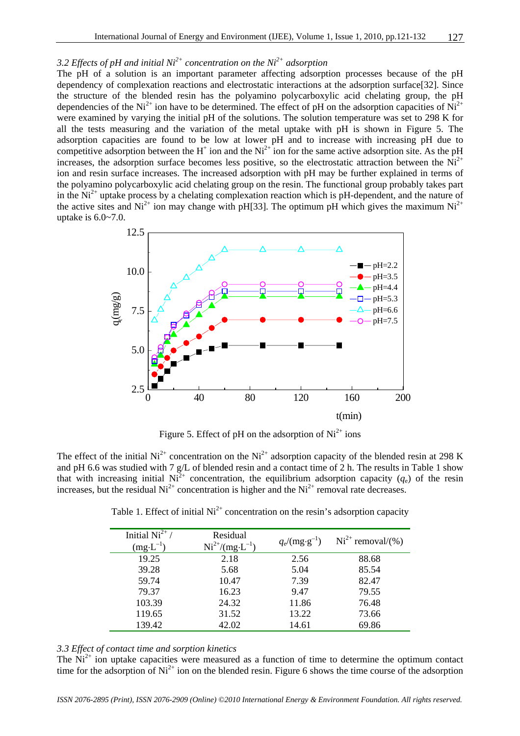### *3.2 Effects of pH and initial $Ni^{2+}$ concentration on the $Ni^{2+}$ adsorption*

The pH of a solution is an important parameter affecting adsorption processes because of the pH dependency of complexation reactions and electrostatic interactions at the adsorption surface[32]. Since the structure of the blended resin has the polyamino polycarboxylic acid chelating group, the pH dependencies of the $Ni^{2+}$ ion have to be determined. The effect of pH on the adsorption capacities of $Ni^{2+}$ were examined by varying the initial pH of the solutions. The solution temperature was set to 298 K for all the tests measuring and the variation of the metal uptake with pH is shown in Figure 5. The adsorption capacities are found to be low at lower pH and to increase with increasing pH due to competitive adsorption between the $H^+$ ion and the $Ni^{2+}$ ion for the same active adsorption site. As the pH increases, the adsorption surface becomes less positive, so the electrostatic attraction between the $Ni^{2+}$ ion and resin surface increases. The increased adsorption with pH may be further explained in terms of the polyamino polycarboxylic acid chelating group on the resin. The functional group probably takes part in the $Ni^{2+}$ uptake process by a chelating complexation reaction which is pH-dependent, and the nature of the active sites and $Ni^{2+}$ ion may change with pH[33]. The optimum pH which gives the maximum $Ni^{2+}$ uptake is 6.0~7.0.

Figure 5. Effect of pH on the adsorption of $Ni^{2+}$ ions

The effect of the initial $Ni^{2+}$ concentration on the $Ni^{2+}$ adsorption capacity of the blended resin at 298 K and pH 6.6 was studied with 7 g/L of blended resin and a contact time of 2 h. The results in Table 1 show that with increasing initial $Ni^{2+}$ concentration, the equilibrium adsorption capacity ($q_e$) of the resin increases, but the residual $Ni^{2+}$ concentration is higher and the $Ni^{2+}$ removal rate decreases.

Table 1. Effect of initial $Ni^{2+}$ concentration on the resin's adsorption capacity

| Initial $Ni^{2+}$ / ($mg \cdot L^{-1}$) | Residual $Ni^{2+}$/($mg \cdot L^{-1}$) | $q_e$/($mg \cdot g^{-1}$) | $Ni^{2+}$ removal/(%) |
|---|---|---|---|
| 19.25 | 2.18 | 2.56 | 88.68 |
| 39.28 | 5.68 | 5.04 | 85.54 |
| 59.74 | 10.47 | 7.39 | 82.47 |
| 79.37 | 16.23 | 9.47 | 79.55 |
| 103.39 | 24.32 | 11.86 | 76.48 |
| 119.65 | 31.52 | 13.22 | 73.66 |
| 139.42 | 42.02 | 14.61 | 69.86 |

### *3.3 Effect of contact time and sorption kinetics*

The $Ni^{2+}$ ion uptake capacities were measured as a function of time to determine the optimum contact time for the adsorption of $Ni^{2+}$ ion on the blended resin. Figure 6 shows the time course of the adsorption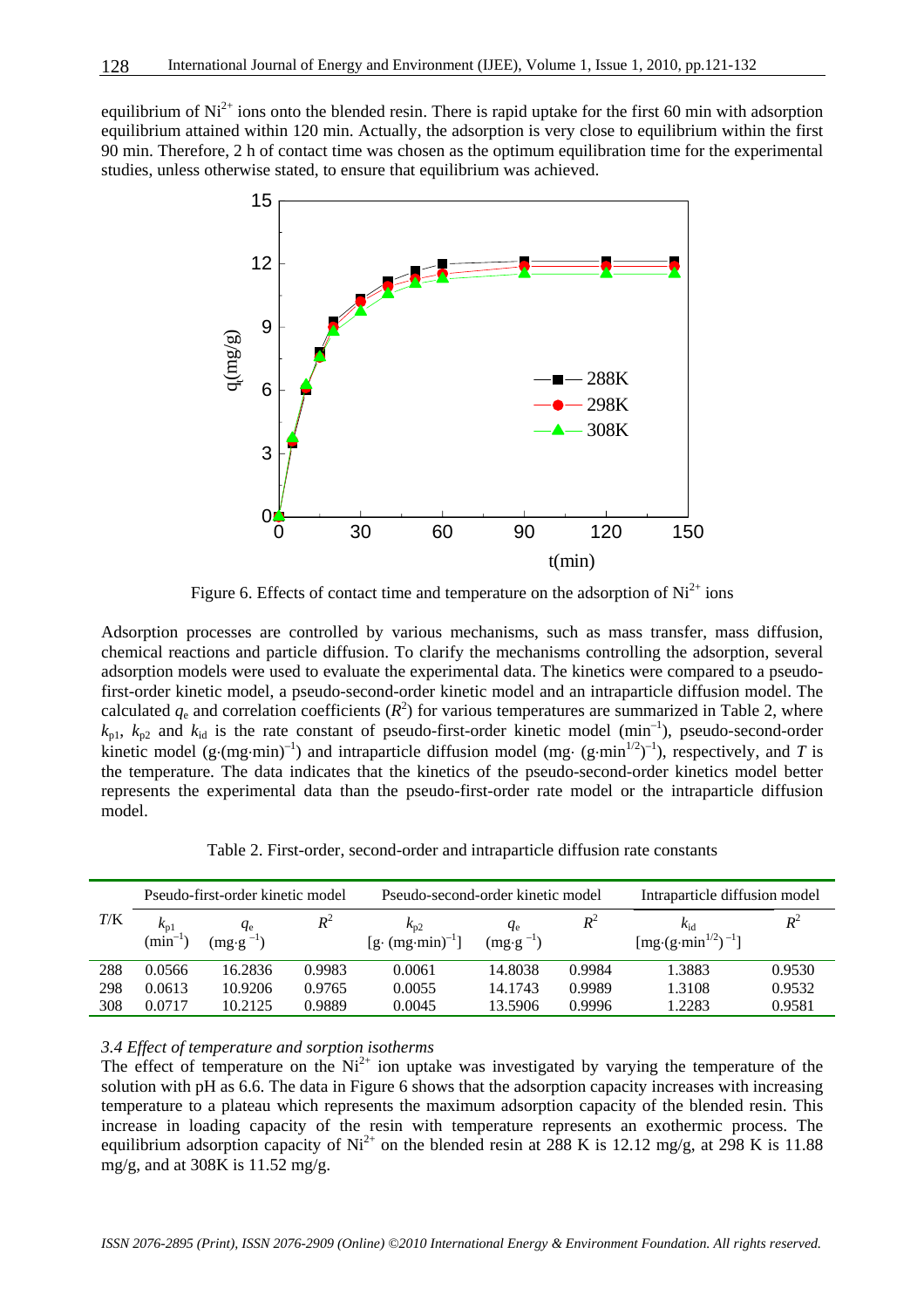equilibrium of $Ni^{2+}$ ions onto the blended resin. There is rapid uptake for the first 60 min with adsorption equilibrium attained within 120 min. Actually, the adsorption is very close to equilibrium within the first 90 min. Therefore, 2 h of contact time was chosen as the optimum equilibration time for the experimental studies, unless otherwise stated, to ensure that equilibrium was achieved.

Figure 6. Effects of contact time and temperature on the adsorption of $Ni^{2+}$ ions

Adsorption processes are controlled by various mechanisms, such as mass transfer, mass diffusion, chemical reactions and particle diffusion. To clarify the mechanisms controlling the adsorption, several adsorption models were used to evaluate the experimental data. The kinetics were compared to a pseudo-first-order kinetic model, a pseudo-second-order kinetic model and an intraparticle diffusion model. The calculated $q_e$ and correlation coefficients ($R^2$) for various temperatures are summarized in Table 2, where $k_{p1}$, $k_{p2}$ and $k_{id}$ is the rate constant of pseudo-first-order kinetic model (min$^{-1}$), pseudo-second-order kinetic model (g·(mg·min)$^{-1}$) and intraparticle diffusion model (mg· (g·min$^{1/2}$)$^{-1}$), respectively, and $T$ is the temperature. The data indicates that the kinetics of the pseudo-second-order kinetics model better represents the experimental data than the pseudo-first-order rate model or the intraparticle diffusion model.

Table 2. First-order, second-order and intraparticle diffusion rate constants

| $T$/K | Pseudo-first-order kinetic model | | | Pseudo-second-order kinetic model | | | Intraparticle diffusion model | |
|---|---|---|---|---|---|---|---|---|
| | $k_{p1}$ (min$^{-1}$) | $q_e$ (mg·g$^{-1}$) | $R^2$ | $k_{p2}$ [g· (mg·min)$^{-1}$] | $q_e$ (mg·g$^{-1}$) | $R^2$ | $k_{id}$ [mg·(g·min$^{1/2}$)$^{-1}$] | $R^2$ |
| 288 | 0.0566 | 16.2836 | 0.9983 | 0.0061 | 14.8038 | 0.9984 | 1.3883 | 0.9530 |
| 298 | 0.0613 | 10.9206 | 0.9765 | 0.0055 | 14.1743 | 0.9989 | 1.3108 | 0.9532 |
| 308 | 0.0717 | 10.2125 | 0.9889 | 0.0045 | 13.5906 | 0.9996 | 1.2283 | 0.9581 |

*3.4 Effect of temperature and sorption isotherms*

The effect of temperature on the $Ni^{2+}$ ion uptake was investigated by varying the temperature of the solution with pH as 6.6. The data in Figure 6 shows that the adsorption capacity increases with increasing temperature to a plateau which represents the maximum adsorption capacity of the blended resin. This increase in loading capacity of the resin with temperature represents an exothermic process. The equilibrium adsorption capacity of $Ni^{2+}$ on the blended resin at 288 K is 12.12 mg/g, at 298 K is 11.88 mg/g, and at 308K is 11.52 mg/g.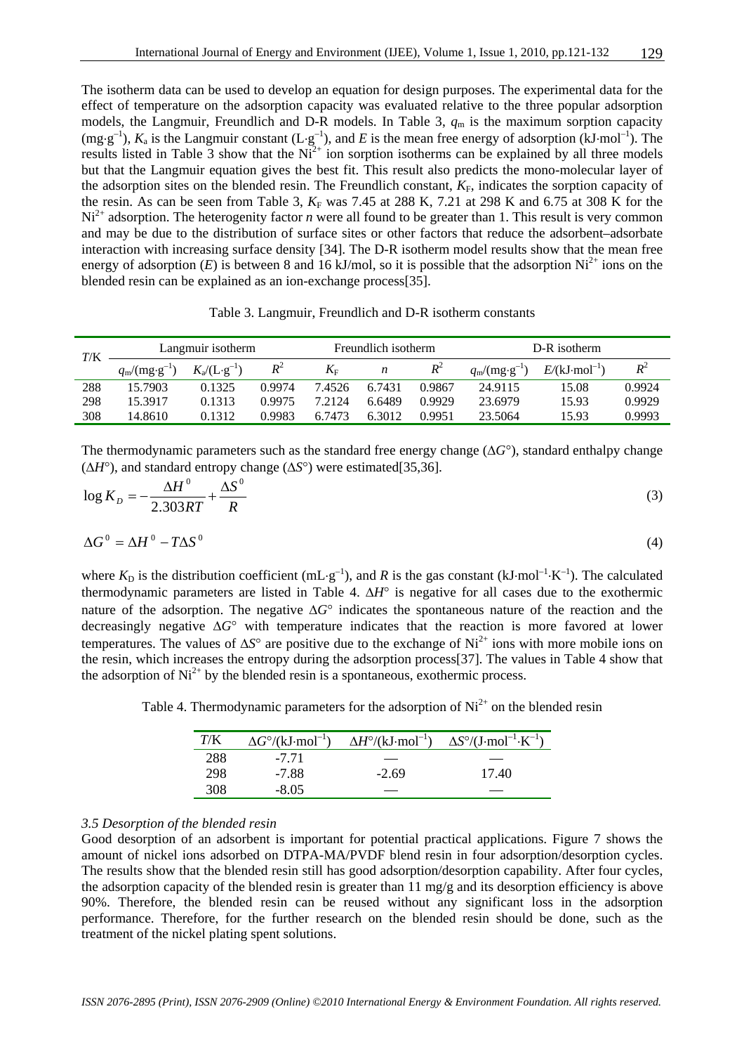The isotherm data can be used to develop an equation for design purposes. The experimental data for the effect of temperature on the adsorption capacity was evaluated relative to the three popular adsorption models, the Langmuir, Freundlich and D-R models. In Table 3, $q_m$ is the maximum sorption capacity ($mg{\cdot}g^{-1}$), $K_a$ is the Langmuir constant ($L{\cdot}g^{-1}$), and $E$ is the mean free energy of adsorption ($kJ{\cdot}mol^{-1}$). The results listed in Table 3 show that the $Ni^{2+}$ ion sorption isotherms can be explained by all three models but that the Langmuir equation gives the best fit. This result also predicts the mono-molecular layer of the adsorption sites on the blended resin. The Freundlich constant, $K_F$, indicates the sorption capacity of the resin. As can be seen from Table 3, $K_F$ was 7.45 at 288 K, 7.21 at 298 K and 6.75 at 308 K for the $Ni^{2+}$ adsorption. The heterogeneity factor $n$ were all found to be greater than 1. This result is very common and may be due to the distribution of surface sites or other factors that reduce the adsorbent–adsorbate interaction with increasing surface density [34]. The D-R isotherm model results show that the mean free energy of adsorption ($E$) is between 8 and 16 kJ/mol, so it is possible that the adsorption $Ni^{2+}$ ions on the blended resin can be explained as an ion-exchange process[35].

Table 3. Langmuir, Freundlich and D-R isotherm constants

| $T$/K | Langmuir isotherm | | | Freundlich isotherm | | | D-R isotherm | | |
|---|---|---|---|---|---|---|---|---|---|
| | $q_m/(mg{\cdot}g^{-1})$ | $K_a/(L{\cdot}g^{-1})$ | $R^2$ | $K_F$ | $n$ | $R^2$ | $q_m/(mg{\cdot}g^{-1})$ | $E/(kJ{\cdot}mol^{-1})$ | $R^2$ |
| 288 | 15.7903 | 0.1325 | 0.9974 | 7.4526 | 6.7431 | 0.9867 | 24.9115 | 15.08 | 0.9924 |
| 298 | 15.3917 | 0.1313 | 0.9975 | 7.2124 | 6.6489 | 0.9929 | 23.6979 | 15.93 | 0.9929 |
| 308 | 14.8610 | 0.1312 | 0.9983 | 6.7473 | 6.3012 | 0.9951 | 23.5064 | 15.93 | 0.9993 |

The thermodynamic parameters such as the standard free energy change ($\Delta G°$), standard enthalpy change ($\Delta H°$), and standard entropy change ($\Delta S°$) were estimated[35,36].

$$\log K_D = -\frac{\Delta H^0}{2.303RT} + \frac{\Delta S^0}{R} \tag{3}$$

$$\Delta G^0 = \Delta H^0 - T\Delta S^0 \tag{4}$$

where $K_D$ is the distribution coefficient ($mL{\cdot}g^{-1}$), and $R$ is the gas constant ($kJ{\cdot}mol^{-1}{\cdot}K^{-1}$). The calculated thermodynamic parameters are listed in Table 4. $\Delta H°$ is negative for all cases due to the exothermic nature of the adsorption. The negative $\Delta G°$ indicates the spontaneous nature of the reaction and the decreasingly negative $\Delta G°$ with temperature indicates that the reaction is more favored at lower temperatures. The values of $\Delta S°$ are positive due to the exchange of $Ni^{2+}$ ions with more mobile ions on the resin, which increases the entropy during the adsorption process[37]. The values in Table 4 show that the adsorption of $Ni^{2+}$ by the blended resin is a spontaneous, exothermic process.

Table 4. Thermodynamic parameters for the adsorption of $Ni^{2+}$ on the blended resin

| $T$/K | $\Delta G°/(kJ{\cdot}mol^{-1})$ | $\Delta H°/(kJ{\cdot}mol^{-1})$ | $\Delta S°/(J{\cdot}mol^{-1}{\cdot}K^{-1})$ |
|---|---|---|---|
| 288 | -7.71 | — | — |
| 298 | -7.88 | -2.69 | 17.40 |
| 308 | -8.05 | — | — |

### *3.5 Desorption of the blended resin*

Good desorption of an adsorbent is important for potential practical applications. Figure 7 shows the amount of nickel ions adsorbed on DTPA-MA/PVDF blend resin in four adsorption/desorption cycles. The results show that the blended resin still has good adsorption/desorption capability. After four cycles, the adsorption capacity of the blended resin is greater than 11 mg/g and its desorption efficiency is above 90%. Therefore, the blended resin can be reused without any significant loss in the adsorption performance. Therefore, for the further research on the blended resin should be done, such as the treatment of the nickel plating spent solutions.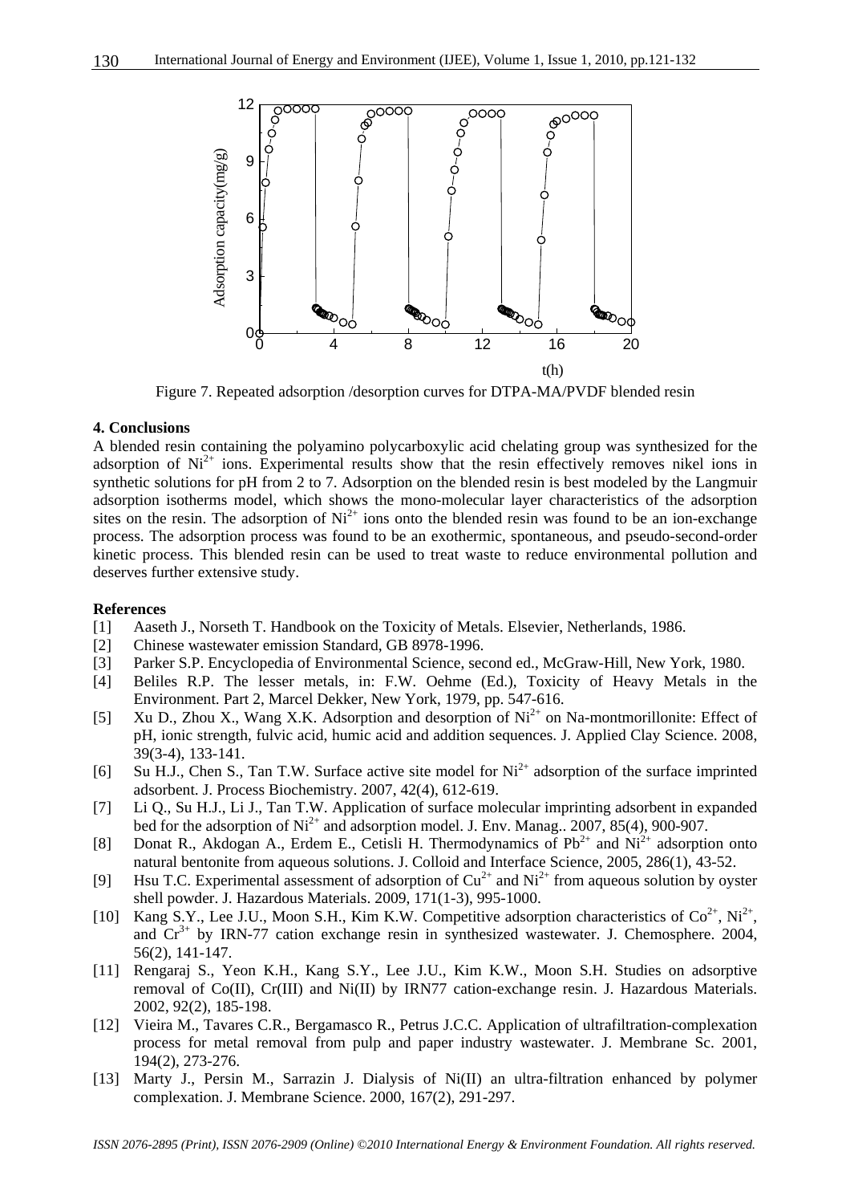Figure 7. Repeated adsorption /desorption curves for DTPA-MA/PVDF blended resin

## 4. Conclusions

A blended resin containing the polyamino polycarboxylic acid chelating group was synthesized for the adsorption of $Ni^{2+}$ ions. Experimental results show that the resin effectively removes nikel ions in synthetic solutions for pH from 2 to 7. Adsorption on the blended resin is best modeled by the Langmuir adsorption isotherms model, which shows the mono-molecular layer characteristics of the adsorption sites on the resin. The adsorption of $Ni^{2+}$ ions onto the blended resin was found to be an ion-exchange process. The adsorption process was found to be an exothermic, spontaneous, and pseudo-second-order kinetic process. This blended resin can be used to treat waste to reduce environmental pollution and deserves further extensive study.

## References

[1] Aaseth J., Norseth T. Handbook on the Toxicity of Metals. Elsevier, Netherlands, 1986.

[2] Chinese wastewater emission Standard, GB 8978-1996.

[3] Parker S.P. Encyclopedia of Environmental Science, second ed., McGraw-Hill, New York, 1980.

[4] Beliles R.P. The lesser metals, in: F.W. Oehme (Ed.), Toxicity of Heavy Metals in the Environment. Part 2, Marcel Dekker, New York, 1979, pp. 547-616.

[5] Xu D., Zhou X., Wang X.K. Adsorption and desorption of $Ni^{2+}$ on Na-montmorillonite: Effect of pH, ionic strength, fulvic acid, humic acid and addition sequences. J. Applied Clay Science. 2008, 39(3-4), 133-141.

[6] Su H.J., Chen S., Tan T.W. Surface active site model for $Ni^{2+}$ adsorption of the surface imprinted adsorbent. J. Process Biochemistry. 2007, 42(4), 612-619.

[7] Li Q., Su H.J., Li J., Tan T.W. Application of surface molecular imprinting adsorbent in expanded bed for the adsorption of $Ni^{2+}$ and adsorption model. J. Env. Manag.. 2007, 85(4), 900-907.

[8] Donat R., Akdogan A., Erdem E., Cetisli H. Thermodynamics of $Pb^{2+}$ and $Ni^{2+}$ adsorption onto natural bentonite from aqueous solutions. J. Colloid and Interface Science, 2005, 286(1), 43-52.

[9] Hsu T.C. Experimental assessment of adsorption of $Cu^{2+}$ and $Ni^{2+}$ from aqueous solution by oyster shell powder. J. Hazardous Materials. 2009, 171(1-3), 995-1000.

[10] Kang S.Y., Lee J.U., Moon S.H., Kim K.W. Competitive adsorption characteristics of $Co^{2+}$, $Ni^{2+}$, and $Cr^{3+}$ by IRN-77 cation exchange resin in synthesized wastewater. J. Chemosphere. 2004, 56(2), 141-147.

[11] Rengaraj S., Yeon K.H., Kang S.Y., Lee J.U., Kim K.W., Moon S.H. Studies on adsorptive removal of Co(II), Cr(III) and Ni(II) by IRN77 cation-exchange resin. J. Hazardous Materials. 2002, 92(2), 185-198.

[12] Vieira M., Tavares C.R., Bergamasco R., Petrus J.C.C. Application of ultrafiltration-complexation process for metal removal from pulp and paper industry wastewater. J. Membrane Sc. 2001, 194(2), 273-276.

[13] Marty J., Persin M., Sarrazin J. Dialysis of Ni(II) an ultra-filtration enhanced by polymer complexation. J. Membrane Science. 2000, 167(2), 291-297.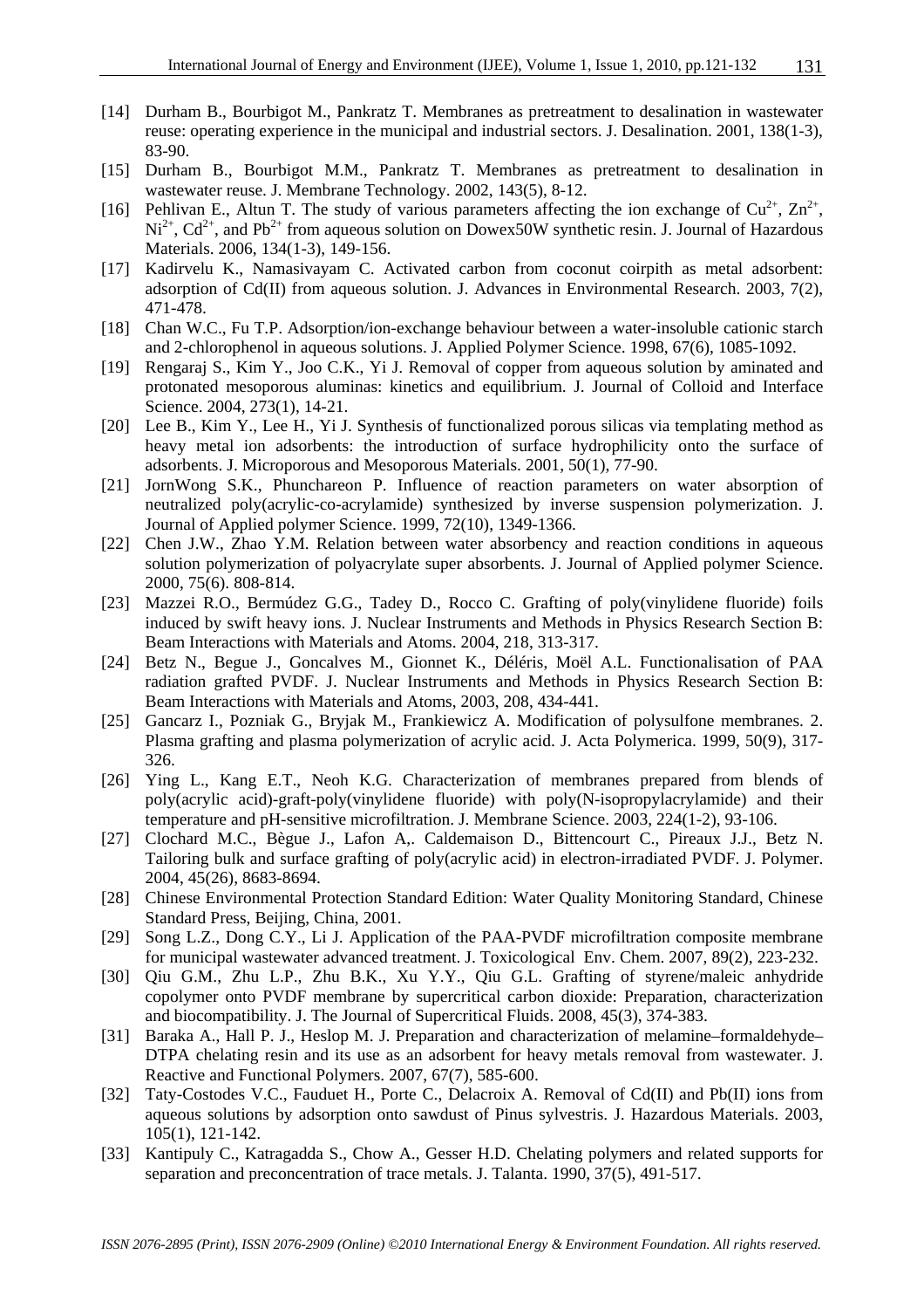[14] Durham B., Bourbigot M., Pankratz T. Membranes as pretreatment to desalination in wastewater reuse: operating experience in the municipal and industrial sectors. J. Desalination. 2001, 138(1-3), 83-90.

[15] Durham B., Bourbigot M.M., Pankratz T. Membranes as pretreatment to desalination in wastewater reuse. J. Membrane Technology. 2002, 143(5), 8-12.

[16] Pehlivan E., Altun T. The study of various parameters affecting the ion exchange of $Cu^{2+}$, $Zn^{2+}$, $Ni^{2+}$, $Cd^{2+}$, and $Pb^{2+}$ from aqueous solution on Dowex50W synthetic resin. J. Journal of Hazardous Materials. 2006, 134(1-3), 149-156.

[17] Kadirvelu K., Namasivayam C. Activated carbon from coconut coirpith as metal adsorbent: adsorption of Cd(II) from aqueous solution. J. Advances in Environmental Research. 2003, 7(2), 471-478.

[18] Chan W.C., Fu T.P. Adsorption/ion-exchange behaviour between a water-insoluble cationic starch and 2-chlorophenol in aqueous solutions. J. Applied Polymer Science. 1998, 67(6), 1085-1092.

[19] Rengaraj S., Kim Y., Joo C.K., Yi J. Removal of copper from aqueous solution by aminated and protonated mesoporous aluminas: kinetics and equilibrium. J. Journal of Colloid and Interface Science. 2004, 273(1), 14-21.

[20] Lee B., Kim Y., Lee H., Yi J. Synthesis of functionalized porous silicas via templating method as heavy metal ion adsorbents: the introduction of surface hydrophilicity onto the surface of adsorbents. J. Microporous and Mesoporous Materials. 2001, 50(1), 77-90.

[21] JornWong S.K., Phunchareon P. Influence of reaction parameters on water absorption of neutralized poly(acrylic-co-acrylamide) synthesized by inverse suspension polymerization. J. Journal of Applied polymer Science. 1999, 72(10), 1349-1366.

[22] Chen J.W., Zhao Y.M. Relation between water absorbency and reaction conditions in aqueous solution polymerization of polyacrylate super absorbents. J. Journal of Applied polymer Science. 2000, 75(6). 808-814.

[23] Mazzei R.O., Bermúdez G.G., Tadey D., Rocco C. Grafting of poly(vinylidene fluoride) foils induced by swift heavy ions. J. Nuclear Instruments and Methods in Physics Research Section B: Beam Interactions with Materials and Atoms. 2004, 218, 313-317.

[24] Betz N., Begue J., Goncalves M., Gionnet K., Déléris, Moël A.L. Functionalisation of PAA radiation grafted PVDF. J. Nuclear Instruments and Methods in Physics Research Section B: Beam Interactions with Materials and Atoms, 2003, 208, 434-441.

[25] Gancarz I., Pozniak G., Bryjak M., Frankiewicz A. Modification of polysulfone membranes. 2. Plasma grafting and plasma polymerization of acrylic acid. J. Acta Polymerica. 1999, 50(9), 317-326.

[26] Ying L., Kang E.T., Neoh K.G. Characterization of membranes prepared from blends of poly(acrylic acid)-graft-poly(vinylidene fluoride) with poly(N-isopropylacrylamide) and their temperature and pH-sensitive microfiltration. J. Membrane Science. 2003, 224(1-2), 93-106.

[27] Clochard M.C., Bègue J., Lafon A,. Caldemaison D., Bittencourt C., Pireaux J.J., Betz N. Tailoring bulk and surface grafting of poly(acrylic acid) in electron-irradiated PVDF. J. Polymer. 2004, 45(26), 8683-8694.

[28] Chinese Environmental Protection Standard Edition: Water Quality Monitoring Standard, Chinese Standard Press, Beijing, China, 2001.

[29] Song L.Z., Dong C.Y., Li J. Application of the PAA-PVDF microfiltration composite membrane for municipal wastewater advanced treatment. J. Toxicological Env. Chem. 2007, 89(2), 223-232.

[30] Qiu G.M., Zhu L.P., Zhu B.K., Xu Y.Y., Qiu G.L. Grafting of styrene/maleic anhydride copolymer onto PVDF membrane by supercritical carbon dioxide: Preparation, characterization and biocompatibility. J. The Journal of Supercritical Fluids. 2008, 45(3), 374-383.

[31] Baraka A., Hall P. J., Heslop M. J. Preparation and characterization of melamine–formaldehyde–DTPA chelating resin and its use as an adsorbent for heavy metals removal from wastewater. J. Reactive and Functional Polymers. 2007, 67(7), 585-600.

[32] Taty-Costodes V.C., Fauduet H., Porte C., Delacroix A. Removal of Cd(II) and Pb(II) ions from aqueous solutions by adsorption onto sawdust of Pinus sylvestris. J. Hazardous Materials. 2003, 105(1), 121-142.

[33] Kantipuly C., Katragadda S., Chow A., Gesser H.D. Chelating polymers and related supports for separation and preconcentration of trace metals. J. Talanta. 1990, 37(5), 491-517.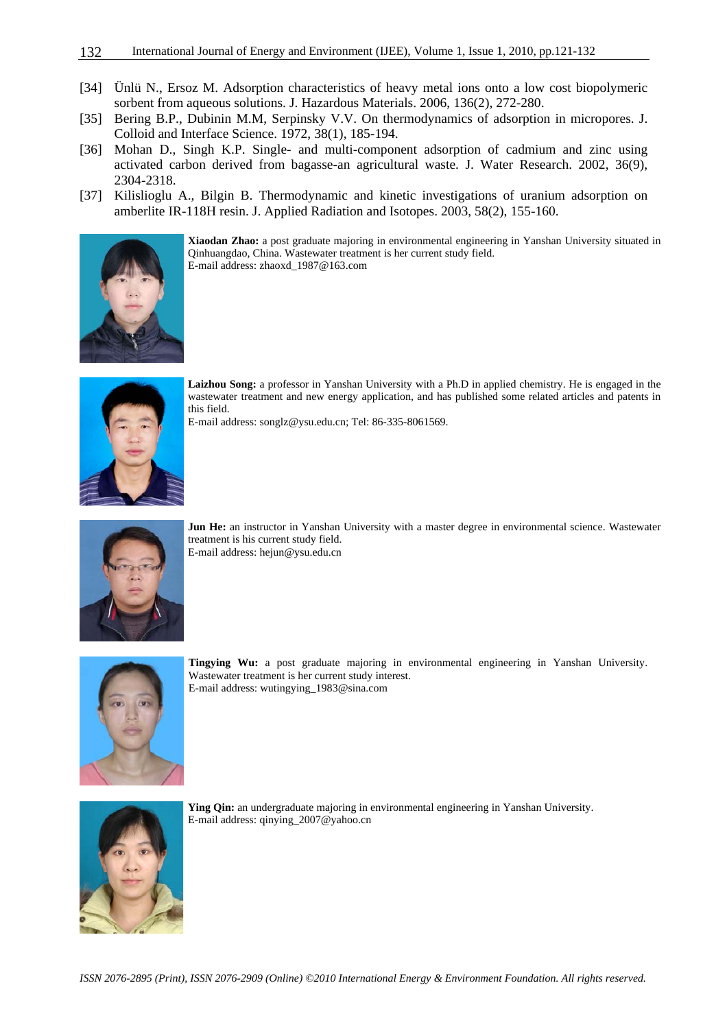[34] Ünlü N., Ersoz M. Adsorption characteristics of heavy metal ions onto a low cost biopolymeric sorbent from aqueous solutions. J. Hazardous Materials. 2006, 136(2), 272-280.

[35] Bering B.P., Dubinin M.M, Serpinsky V.V. On thermodynamics of adsorption in micropores. J. Colloid and Interface Science. 1972, 38(1), 185-194.

[36] Mohan D., Singh K.P. Single- and multi-component adsorption of cadmium and zinc using activated carbon derived from bagasse-an agricultural waste. J. Water Research. 2002, 36(9), 2304-2318.

[37] Kilislioglu A., Bilgin B. Thermodynamic and kinetic investigations of uranium adsorption on amberlite IR-118H resin. J. Applied Radiation and Isotopes. 2003, 58(2), 155-160.

**Xiaodan Zhao:** a post graduate majoring in environmental engineering in Yanshan University situated in Qinhuangdao, China. Wastewater treatment is her current study field.
E-mail address: zhaoxd_1987@163.com

**Laizhou Song:** a professor in Yanshan University with a Ph.D in applied chemistry. He is engaged in the wastewater treatment and new energy application, and has published some related articles and patents in this field.
E-mail address: songlz@ysu.edu.cn; Tel: 86-335-8061569.

**Jun He:** an instructor in Yanshan University with a master degree in environmental science. Wastewater treatment is his current study field.
E-mail address: hejun@ysu.edu.cn

**Tingying Wu:** a post graduate majoring in environmental engineering in Yanshan University. Wastewater treatment is her current study interest.
E-mail address: wutingying_1983@sina.com

**Ying Qin:** an undergraduate majoring in environmental engineering in Yanshan University.
E-mail address: qinying_2007@yahoo.cn